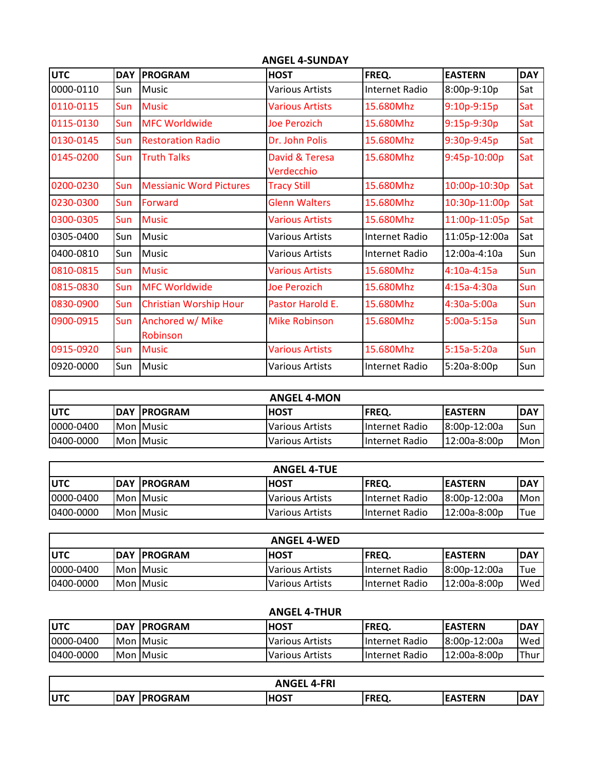## ANGEL 4-SUNDAY

| UTC | DAY | PROGRAM | HOST | FREQ. | EASTERN | DAY |
|---|---|---|---|---|---|---|
| 0000-0110 | Sun | Music | Various Artists | Internet Radio | 8:00p-9:10p | Sat |
| 0110-0115 | Sun | Music | Various Artists | 15.680Mhz | 9:10p-9:15p | Sat |
| 0115-0130 | Sun | MFC Worldwide | Joe Perozich | 15.680Mhz | 9:15p-9:30p | Sat |
| 0130-0145 | Sun | Restoration Radio | Dr. John Polis | 15.680Mhz | 9:30p-9:45p | Sat |
| 0145-0200 | Sun | Truth Talks | David & Teresa Verdecchio | 15.680Mhz | 9:45p-10:00p | Sat |
| 0200-0230 | Sun | Messianic Word Pictures | Tracy Still | 15.680Mhz | 10:00p-10:30p | Sat |
| 0230-0300 | Sun | Forward | Glenn Walters | 15.680Mhz | 10:30p-11:00p | Sat |
| 0300-0305 | Sun | Music | Various Artists | 15.680Mhz | 11:00p-11:05p | Sat |
| 0305-0400 | Sun | Music | Various Artists | Internet Radio | 11:05p-12:00a | Sat |
| 0400-0810 | Sun | Music | Various Artists | Internet Radio | 12:00a-4:10a | Sun |
| 0810-0815 | Sun | Music | Various Artists | 15.680Mhz | 4:10a-4:15a | Sun |
| 0815-0830 | Sun | MFC Worldwide | Joe Perozich | 15.680Mhz | 4:15a-4:30a | Sun |
| 0830-0900 | Sun | Christian Worship Hour | Pastor Harold E. | 15.680Mhz | 4:30a-5:00a | Sun |
| 0900-0915 | Sun | Anchored w/ Mike Robinson | Mike Robinson | 15.680Mhz | 5:00a-5:15a | Sun |
| 0915-0920 | Sun | Music | Various Artists | 15.680Mhz | 5:15a-5:20a | Sun |
| 0920-0000 | Sun | Music | Various Artists | Internet Radio | 5:20a-8:00p | Sun |

## ANGEL 4-MON

| UTC | DAY | PROGRAM | HOST | FREQ. | EASTERN | DAY |
|---|---|---|---|---|---|---|
| 0000-0400 | Mon | Music | Various Artists | Internet Radio | 8:00p-12:00a | Sun |
| 0400-0000 | Mon | Music | Various Artists | Internet Radio | 12:00a-8:00p | Mon |

## ANGEL 4-TUE

| UTC | DAY | PROGRAM | HOST | FREQ. | EASTERN | DAY |
|---|---|---|---|---|---|---|
| 0000-0400 | Mon | Music | Various Artists | Internet Radio | 8:00p-12:00a | Mon |
| 0400-0000 | Mon | Music | Various Artists | Internet Radio | 12:00a-8:00p | Tue |

## ANGEL 4-WED

| UTC | DAY | PROGRAM | HOST | FREQ. | EASTERN | DAY |
|---|---|---|---|---|---|---|
| 0000-0400 | Mon | Music | Various Artists | Internet Radio | 8:00p-12:00a | Tue |
| 0400-0000 | Mon | Music | Various Artists | Internet Radio | 12:00a-8:00p | Wed |

## ANGEL 4-THUR

| UTC | DAY | PROGRAM | HOST | FREQ. | EASTERN | DAY |
|---|---|---|---|---|---|---|
| 0000-0400 | Mon | Music | Various Artists | Internet Radio | 8:00p-12:00a | Wed |
| 0400-0000 | Mon | Music | Various Artists | Internet Radio | 12:00a-8:00p | Thur |

## ANGEL 4-FRI

| UTC | DAY | PROGRAM | HOST | FREQ. | EASTERN | DAY |
|---|---|---|---|---|---|---|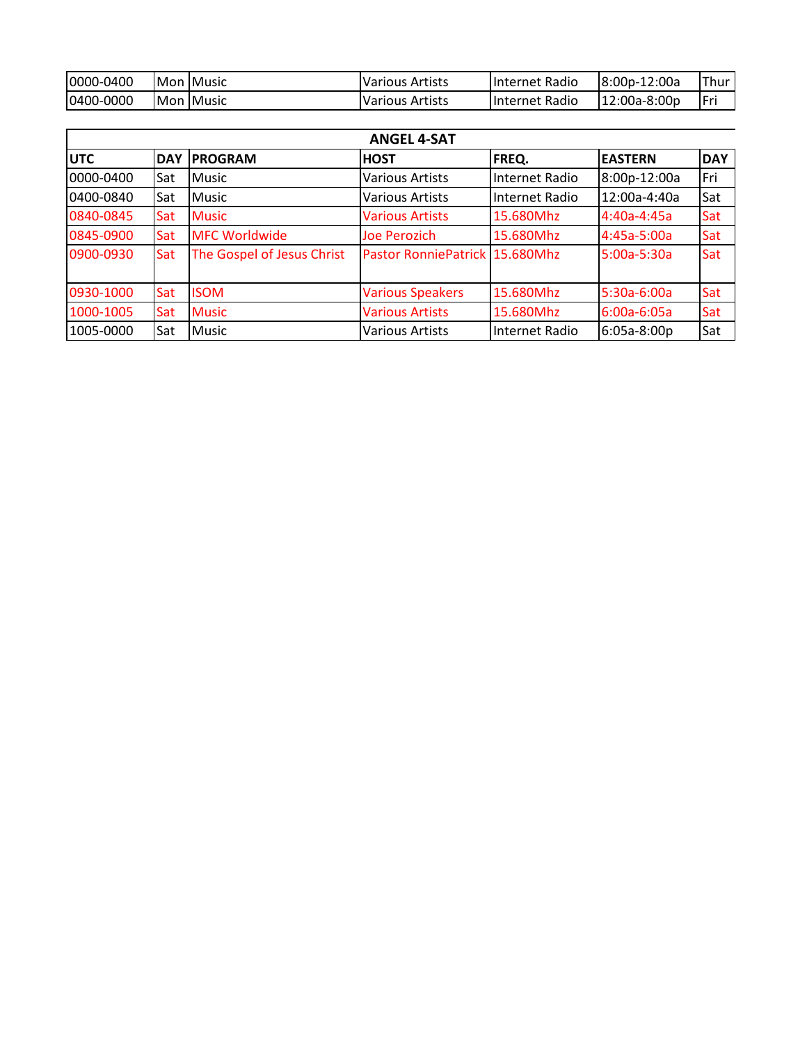| | | | | | | |
|---|---|---|---|---|---|---|
| 0000-0400 | Mon | Music | Various Artists | Internet Radio | 8:00p-12:00a | Thur |
| 0400-0000 | Mon | Music | Various Artists | Internet Radio | 12:00a-8:00p | Fri |

**ANGEL 4-SAT**

| UTC | DAY | PROGRAM | HOST | FREQ. | EASTERN | DAY |
|---|---|---|---|---|---|---|
| 0000-0400 | Sat | Music | Various Artists | Internet Radio | 8:00p-12:00a | Fri |
| 0400-0840 | Sat | Music | Various Artists | Internet Radio | 12:00a-4:40a | Sat |
| 0840-0845 | Sat | Music | Various Artists | 15.680Mhz | 4:40a-4:45a | Sat |
| 0845-0900 | Sat | MFC Worldwide | Joe Perozich | 15.680Mhz | 4:45a-5:00a | Sat |
| 0900-0930 | Sat | The Gospel of Jesus Christ | Pastor RonniePatrick | 15.680Mhz | 5:00a-5:30a | Sat |
| 0930-1000 | Sat | ISOM | Various Speakers | 15.680Mhz | 5:30a-6:00a | Sat |
| 1000-1005 | Sat | Music | Various Artists | 15.680Mhz | 6:00a-6:05a | Sat |
| 1005-0000 | Sat | Music | Various Artists | Internet Radio | 6:05a-8:00p | Sat |